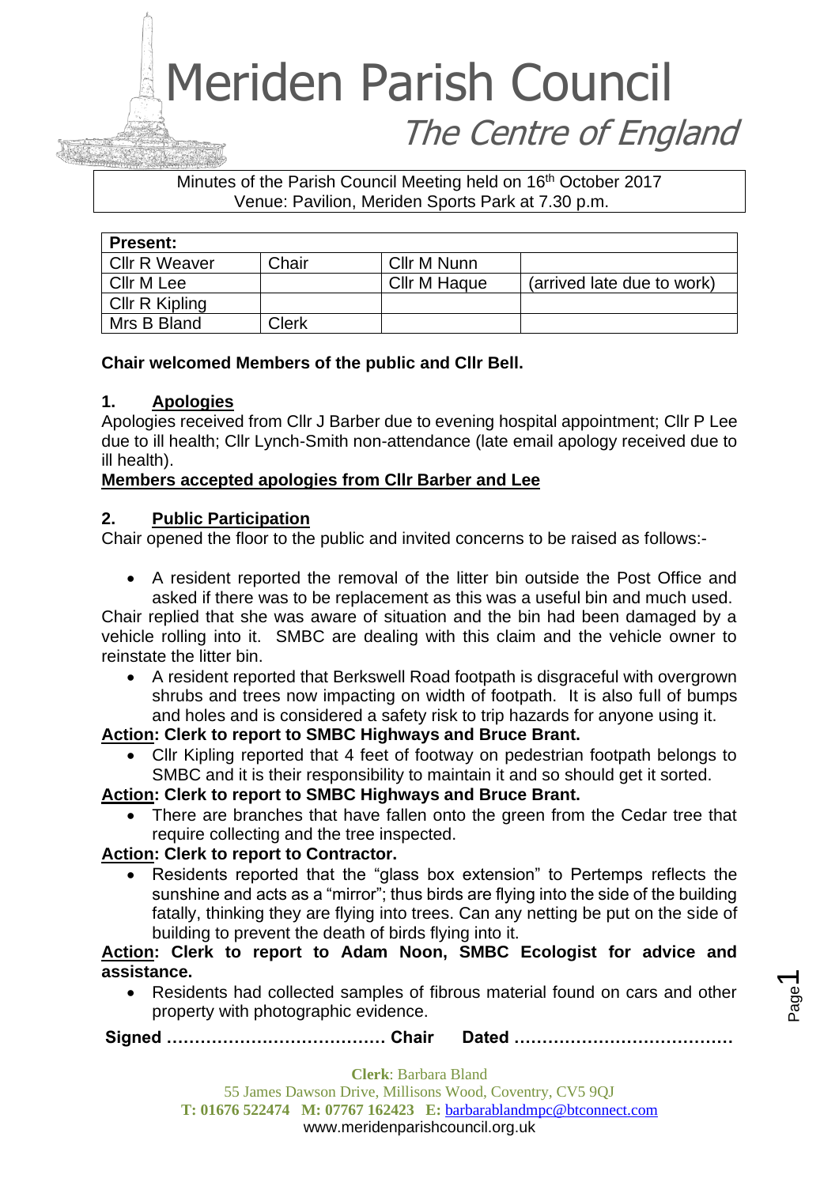# Meriden Parish Council

*The Centre of England*

Minutes of the Parish Council Meeting held on 16th October 2017
Venue: Pavilion, Meriden Sports Park at 7.30 p.m.

| **Present:** | | | |
|---|---|---|---|
| Cllr R Weaver | Chair | Cllr M Nunn | |
| Cllr M Lee | | Cllr M Haque | (arrived late due to work) |
| Cllr R Kipling | | | |
| Mrs B Bland | Clerk | | |

**Chair welcomed Members of the public and Cllr Bell.**

## 1. Apologies

Apologies received from Cllr J Barber due to evening hospital appointment; Cllr P Lee due to ill health; Cllr Lynch-Smith non-attendance (late email apology received due to ill health).

**Members accepted apologies from Cllr Barber and Lee**

## 2. Public Participation

Chair opened the floor to the public and invited concerns to be raised as follows:-

- A resident reported the removal of the litter bin outside the Post Office and asked if there was to be replacement as this was a useful bin and much used.

Chair replied that she was aware of situation and the bin had been damaged by a vehicle rolling into it. SMBC are dealing with this claim and the vehicle owner to reinstate the litter bin.

- A resident reported that Berkswell Road footpath is disgraceful with overgrown shrubs and trees now impacting on width of footpath. It is also full of bumps and holes and is considered a safety risk to trip hazards for anyone using it.

**Action: Clerk to report to SMBC Highways and Bruce Brant.**

- Cllr Kipling reported that 4 feet of footway on pedestrian footpath belongs to SMBC and it is their responsibility to maintain it and so should get it sorted.

**Action: Clerk to report to SMBC Highways and Bruce Brant.**

- There are branches that have fallen onto the green from the Cedar tree that require collecting and the tree inspected.

**Action: Clerk to report to Contractor.**

- Residents reported that the "glass box extension" to Pertemps reflects the sunshine and acts as a "mirror"; thus birds are flying into the side of the building fatally, thinking they are flying into trees. Can any netting be put on the side of building to prevent the death of birds flying into it.

**Action: Clerk to report to Adam Noon, SMBC Ecologist for advice and assistance.**

- Residents had collected samples of fibrous material found on cars and other property with photographic evidence.

**Signed ………………………………… Chair Dated …………………………………**

**Clerk**: Barbara Bland
55 James Dawson Drive, Millisons Wood, Coventry, CV5 9QJ
**T: 01676 522474 M: 07767 162423 E:** barbarablandmpc@btconnect.com
www.meridenparishcouncil.org.uk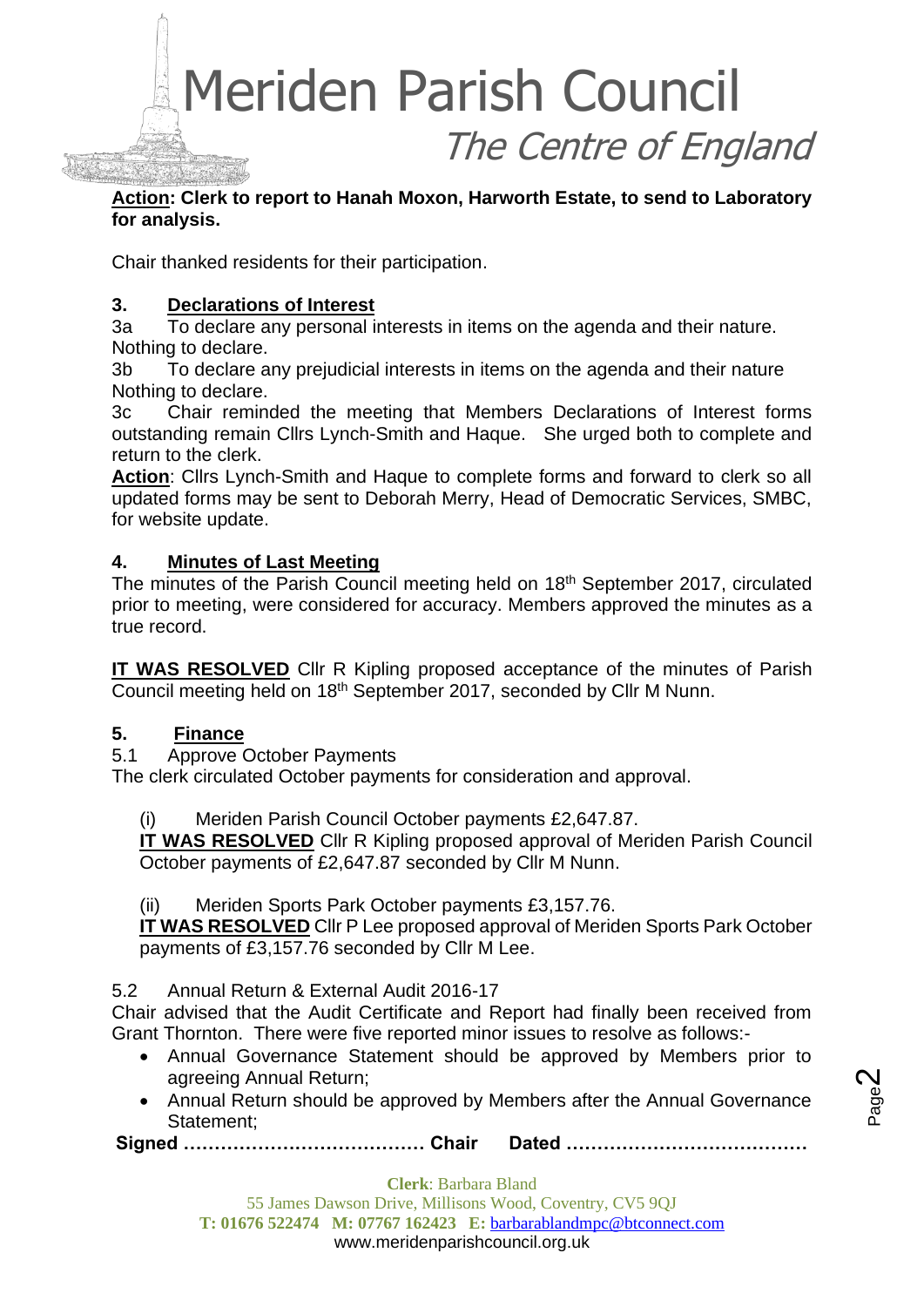**Action: Clerk to report to Hanah Moxon, Harworth Estate, to send to Laboratory for analysis.**

Chair thanked residents for their participation.

## 3. Declarations of Interest

3a To declare any personal interests in items on the agenda and their nature.
Nothing to declare.

3b To declare any prejudicial interests in items on the agenda and their nature
Nothing to declare.

3c Chair reminded the meeting that Members Declarations of Interest forms outstanding remain Cllrs Lynch-Smith and Haque. She urged both to complete and return to the clerk.

**Action**: Cllrs Lynch-Smith and Haque to complete forms and forward to clerk so all updated forms may be sent to Deborah Merry, Head of Democratic Services, SMBC, for website update.

## 4. Minutes of Last Meeting

The minutes of the Parish Council meeting held on 18th September 2017, circulated prior to meeting, were considered for accuracy. Members approved the minutes as a true record.

**IT WAS RESOLVED** Cllr R Kipling proposed acceptance of the minutes of Parish Council meeting held on 18th September 2017, seconded by Cllr M Nunn.

## 5. Finance

5.1 Approve October Payments
The clerk circulated October payments for consideration and approval.

(i) Meriden Parish Council October payments £2,647.87.
**IT WAS RESOLVED** Cllr R Kipling proposed approval of Meriden Parish Council October payments of £2,647.87 seconded by Cllr M Nunn.

(ii) Meriden Sports Park October payments £3,157.76.
**IT WAS RESOLVED** Cllr P Lee proposed approval of Meriden Sports Park October payments of £3,157.76 seconded by Cllr M Lee.

5.2 Annual Return & External Audit 2016-17
Chair advised that the Audit Certificate and Report had finally been received from Grant Thornton. There were five reported minor issues to resolve as follows:-

- Annual Governance Statement should be approved by Members prior to agreeing Annual Return;
- Annual Return should be approved by Members after the Annual Governance Statement;

**Signed ………………………………… Chair Dated …………………………………**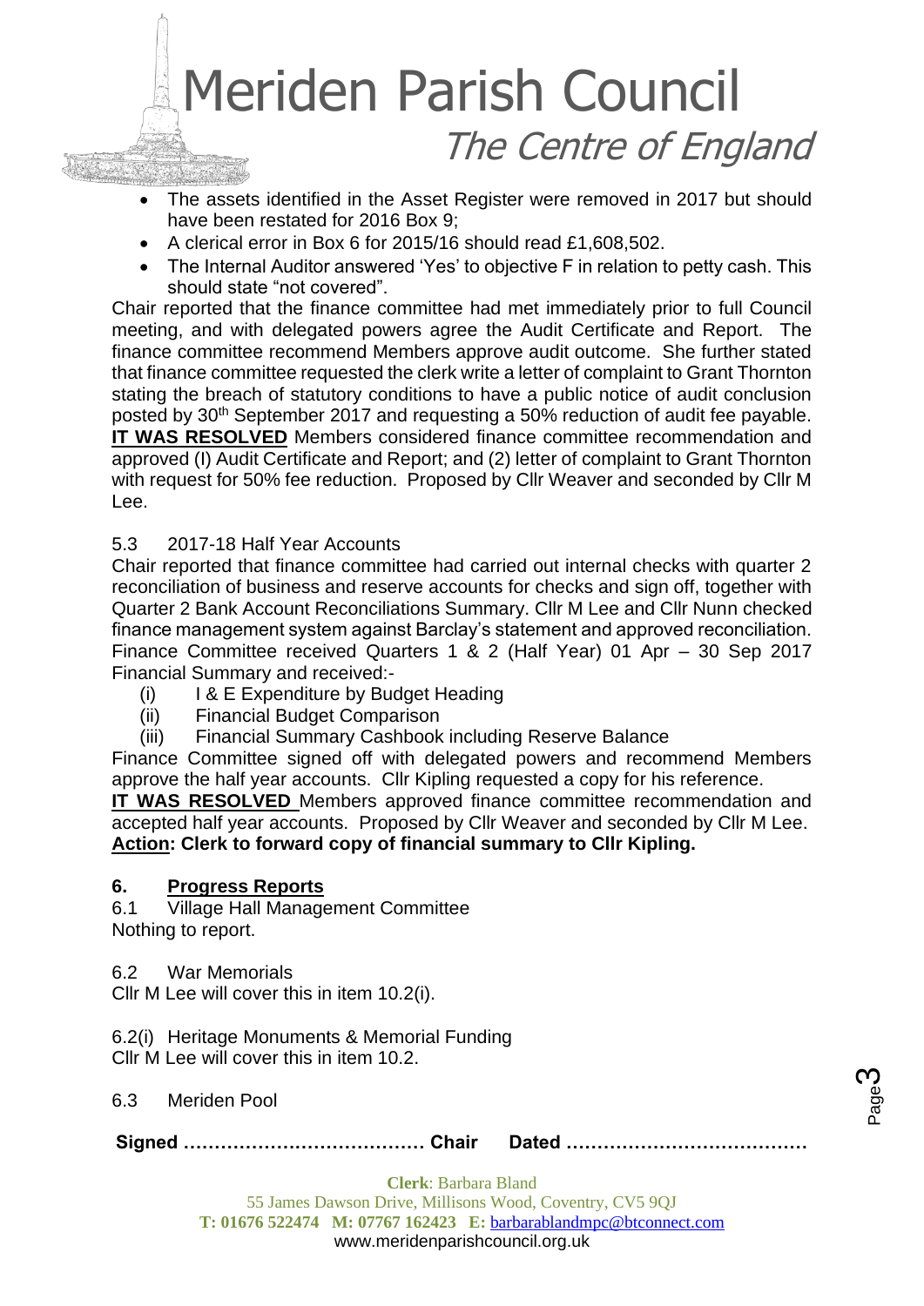- The assets identified in the Asset Register were removed in 2017 but should have been restated for 2016 Box 9;
- A clerical error in Box 6 for 2015/16 should read £1,608,502.
- The Internal Auditor answered 'Yes' to objective F in relation to petty cash. This should state "not covered".

Chair reported that the finance committee had met immediately prior to full Council meeting, and with delegated powers agree the Audit Certificate and Report. The finance committee recommend Members approve audit outcome. She further stated that finance committee requested the clerk write a letter of complaint to Grant Thornton stating the breach of statutory conditions to have a public notice of audit conclusion posted by 30th September 2017 and requesting a 50% reduction of audit fee payable.
**IT WAS RESOLVED** Members considered finance committee recommendation and approved (I) Audit Certificate and Report; and (2) letter of complaint to Grant Thornton with request for 50% fee reduction. Proposed by Cllr Weaver and seconded by Cllr M Lee.

5.3 2017-18 Half Year Accounts

Chair reported that finance committee had carried out internal checks with quarter 2 reconciliation of business and reserve accounts for checks and sign off, together with Quarter 2 Bank Account Reconciliations Summary. Cllr M Lee and Cllr Nunn checked finance management system against Barclay's statement and approved reconciliation. Finance Committee received Quarters 1 & 2 (Half Year) 01 Apr – 30 Sep 2017 Financial Summary and received:-

(i) I & E Expenditure by Budget Heading
(ii) Financial Budget Comparison
(iii) Financial Summary Cashbook including Reserve Balance

Finance Committee signed off with delegated powers and recommend Members approve the half year accounts. Cllr Kipling requested a copy for his reference.
**IT WAS RESOLVED** Members approved finance committee recommendation and accepted half year accounts. Proposed by Cllr Weaver and seconded by Cllr M Lee.
**Action: Clerk to forward copy of financial summary to Cllr Kipling.**

## 6. Progress Reports

6.1 Village Hall Management Committee
Nothing to report.

6.2 War Memorials
Cllr M Lee will cover this in item 10.2(i).

6.2(i) Heritage Monuments & Memorial Funding
Cllr M Lee will cover this in item 10.2.

6.3 Meriden Pool

**Signed ………………………………… Chair Dated …………………………………**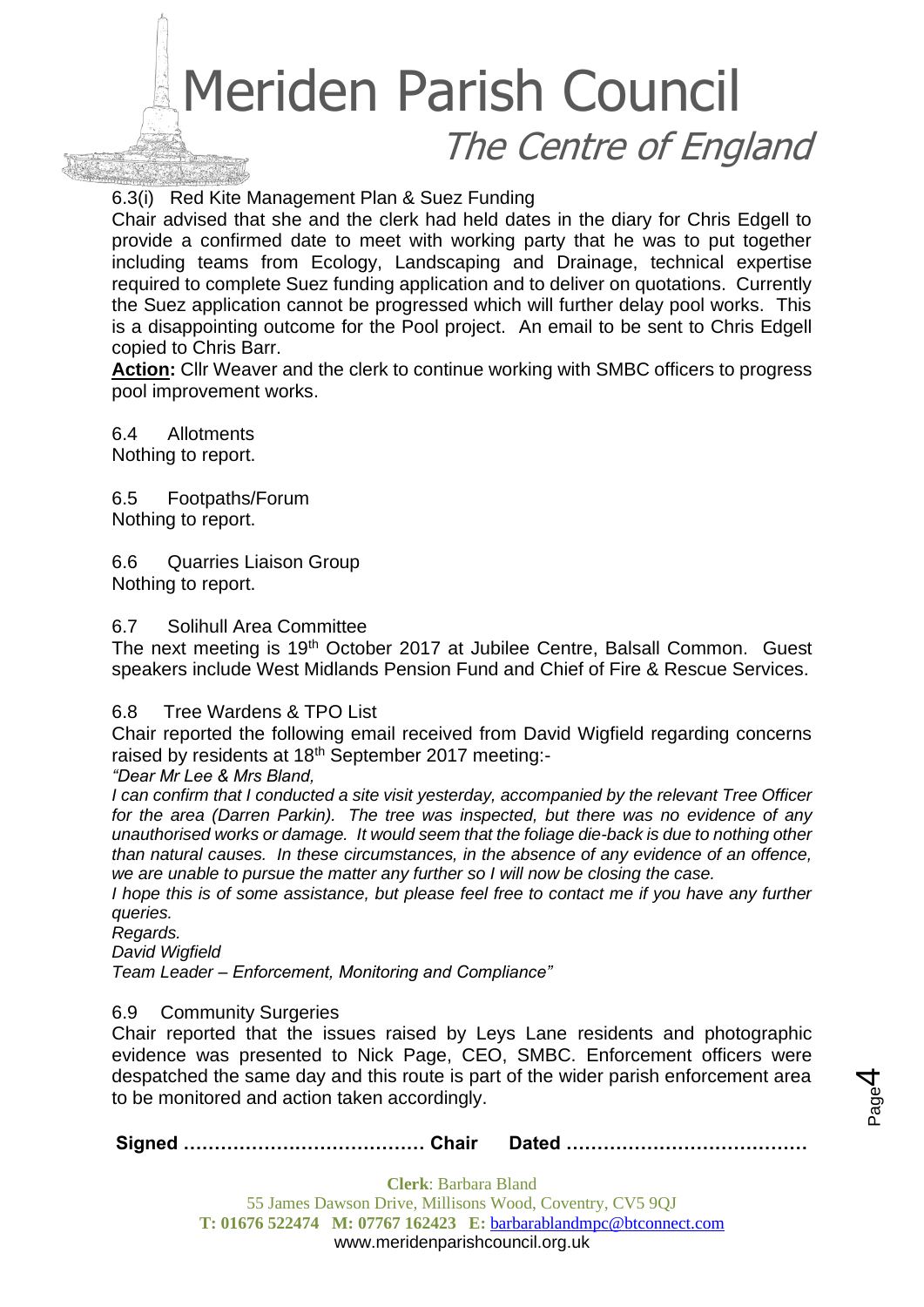6.3(i) Red Kite Management Plan & Suez Funding

Chair advised that she and the clerk had held dates in the diary for Chris Edgell to provide a confirmed date to meet with working party that he was to put together including teams from Ecology, Landscaping and Drainage, technical expertise required to complete Suez funding application and to deliver on quotations. Currently the Suez application cannot be progressed which will further delay pool works. This is a disappointing outcome for the Pool project. An email to be sent to Chris Edgell copied to Chris Barr.

**Action:** Cllr Weaver and the clerk to continue working with SMBC officers to progress pool improvement works.

6.4 Allotments

Nothing to report.

6.5 Footpaths/Forum

Nothing to report.

6.6 Quarries Liaison Group

Nothing to report.

6.7 Solihull Area Committee

The next meeting is 19th October 2017 at Jubilee Centre, Balsall Common. Guest speakers include West Midlands Pension Fund and Chief of Fire & Rescue Services.

6.8 Tree Wardens & TPO List

Chair reported the following email received from David Wigfield regarding concerns raised by residents at 18th September 2017 meeting:-

*"Dear Mr Lee & Mrs Bland,*

*I can confirm that I conducted a site visit yesterday, accompanied by the relevant Tree Officer for the area (Darren Parkin). The tree was inspected, but there was no evidence of any unauthorised works or damage. It would seem that the foliage die-back is due to nothing other than natural causes. In these circumstances, in the absence of any evidence of an offence, we are unable to pursue the matter any further so I will now be closing the case.*

*I hope this is of some assistance, but please feel free to contact me if you have any further queries.*

*Regards.*

*David Wigfield*

*Team Leader – Enforcement, Monitoring and Compliance"*

6.9 Community Surgeries

Chair reported that the issues raised by Leys Lane residents and photographic evidence was presented to Nick Page, CEO, SMBC. Enforcement officers were despatched the same day and this route is part of the wider parish enforcement area to be monitored and action taken accordingly.

**Signed ………………………………… Chair Dated …………………………………**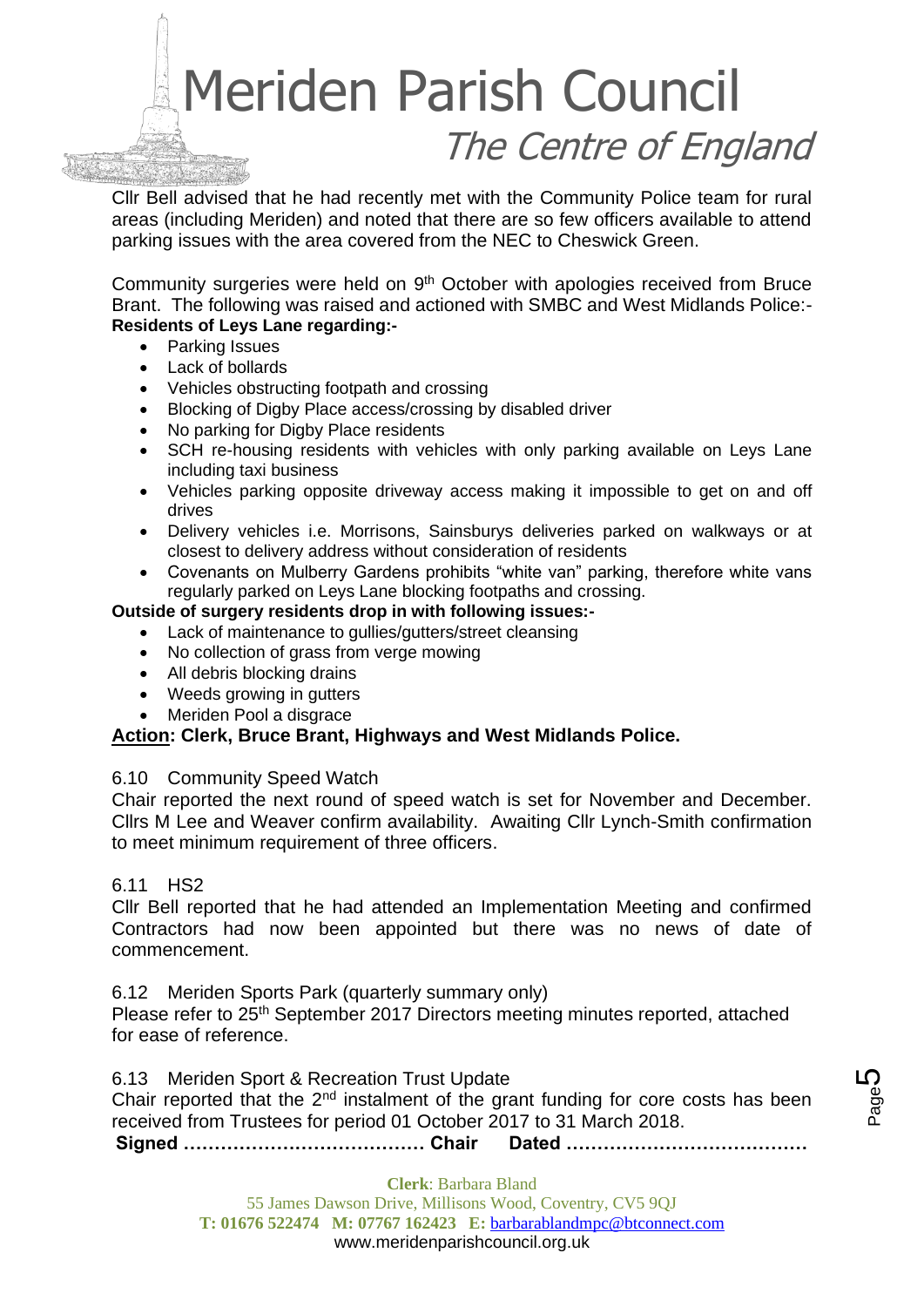Cllr Bell advised that he had recently met with the Community Police team for rural areas (including Meriden) and noted that there are so few officers available to attend parking issues with the area covered from the NEC to Cheswick Green.

Community surgeries were held on 9th October with apologies received from Bruce Brant. The following was raised and actioned with SMBC and West Midlands Police:-

**Residents of Leys Lane regarding:-**

- Parking Issues
- Lack of bollards
- Vehicles obstructing footpath and crossing
- Blocking of Digby Place access/crossing by disabled driver
- No parking for Digby Place residents
- SCH re-housing residents with vehicles with only parking available on Leys Lane including taxi business
- Vehicles parking opposite driveway access making it impossible to get on and off drives
- Delivery vehicles i.e. Morrisons, Sainsburys deliveries parked on walkways or at closest to delivery address without consideration of residents
- Covenants on Mulberry Gardens prohibits "white van" parking, therefore white vans regularly parked on Leys Lane blocking footpaths and crossing.

**Outside of surgery residents drop in with following issues:-**

- Lack of maintenance to gullies/gutters/street cleansing
- No collection of grass from verge mowing
- All debris blocking drains
- Weeds growing in gutters
- Meriden Pool a disgrace

**Action: Clerk, Bruce Brant, Highways and West Midlands Police.**

6.10 Community Speed Watch

Chair reported the next round of speed watch is set for November and December. Cllrs M Lee and Weaver confirm availability. Awaiting Cllr Lynch-Smith confirmation to meet minimum requirement of three officers.

6.11 HS2

Cllr Bell reported that he had attended an Implementation Meeting and confirmed Contractors had now been appointed but there was no news of date of commencement.

6.12 Meriden Sports Park (quarterly summary only)

Please refer to 25th September 2017 Directors meeting minutes reported, attached for ease of reference.

6.13 Meriden Sport & Recreation Trust Update

Chair reported that the 2nd instalment of the grant funding for core costs has been received from Trustees for period 01 October 2017 to 31 March 2018.

**Signed ………………………………… Chair Dated …………………………………**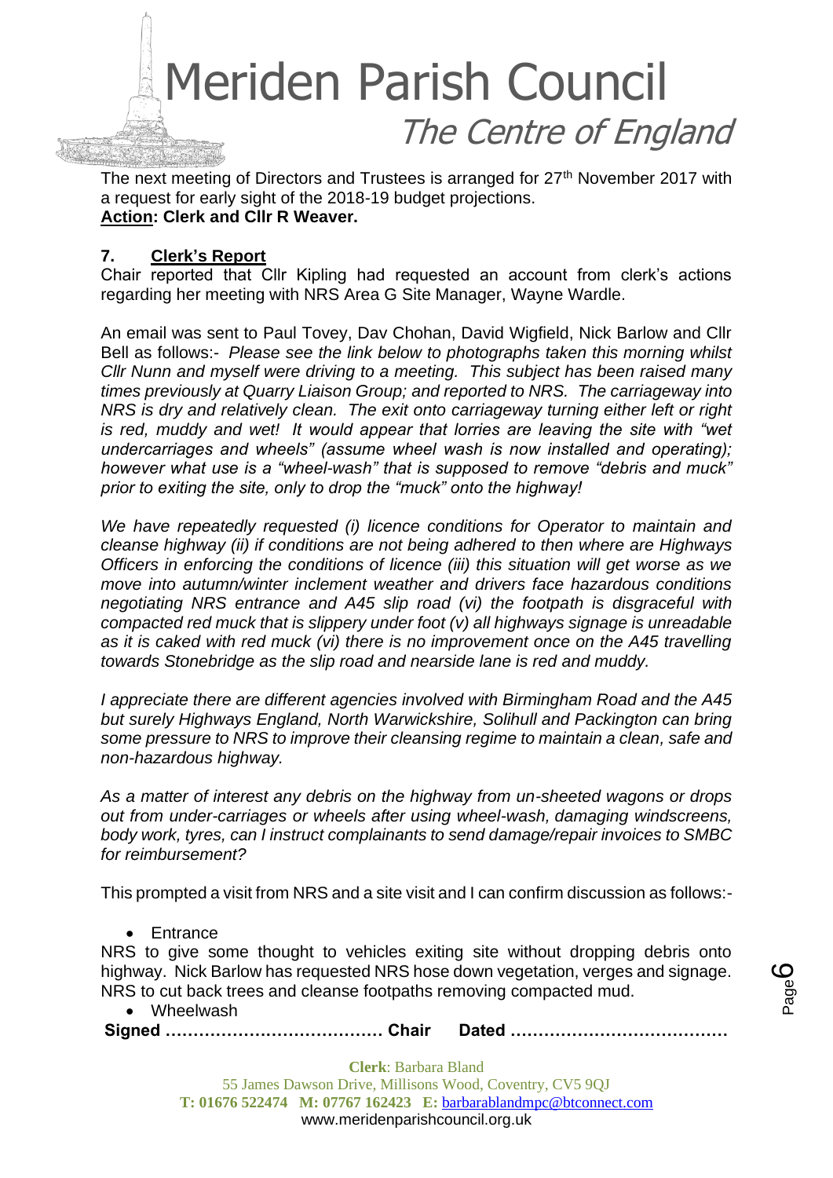The next meeting of Directors and Trustees is arranged for 27th November 2017 with a request for early sight of the 2018-19 budget projections.
**Action: Clerk and Cllr R Weaver.**

## 7. Clerk's Report

Chair reported that Cllr Kipling had requested an account from clerk's actions regarding her meeting with NRS Area G Site Manager, Wayne Wardle.

An email was sent to Paul Tovey, Dav Chohan, David Wigfield, Nick Barlow and Cllr Bell as follows:- *Please see the link below to photographs taken this morning whilst Cllr Nunn and myself were driving to a meeting. This subject has been raised many times previously at Quarry Liaison Group; and reported to NRS. The carriageway into NRS is dry and relatively clean. The exit onto carriageway turning either left or right is red, muddy and wet! It would appear that lorries are leaving the site with "wet undercarriages and wheels" (assume wheel wash is now installed and operating); however what use is a "wheel-wash" that is supposed to remove "debris and muck" prior to exiting the site, only to drop the "muck" onto the highway!*

*We have repeatedly requested (i) licence conditions for Operator to maintain and cleanse highway (ii) if conditions are not being adhered to then where are Highways Officers in enforcing the conditions of licence (iii) this situation will get worse as we move into autumn/winter inclement weather and drivers face hazardous conditions negotiating NRS entrance and A45 slip road (vi) the footpath is disgraceful with compacted red muck that is slippery under foot (v) all highways signage is unreadable as it is caked with red muck (vi) there is no improvement once on the A45 travelling towards Stonebridge as the slip road and nearside lane is red and muddy.*

*I appreciate there are different agencies involved with Birmingham Road and the A45 but surely Highways England, North Warwickshire, Solihull and Packington can bring some pressure to NRS to improve their cleansing regime to maintain a clean, safe and non-hazardous highway.*

*As a matter of interest any debris on the highway from un-sheeted wagons or drops out from under-carriages or wheels after using wheel-wash, damaging windscreens, body work, tyres, can I instruct complainants to send damage/repair invoices to SMBC for reimbursement?*

This prompted a visit from NRS and a site visit and I can confirm discussion as follows:-

- Entrance

NRS to give some thought to vehicles exiting site without dropping debris onto highway. Nick Barlow has requested NRS hose down vegetation, verges and signage. NRS to cut back trees and cleanse footpaths removing compacted mud.

- Wheelwash

**Signed ………………………………… Chair Dated …………………………………**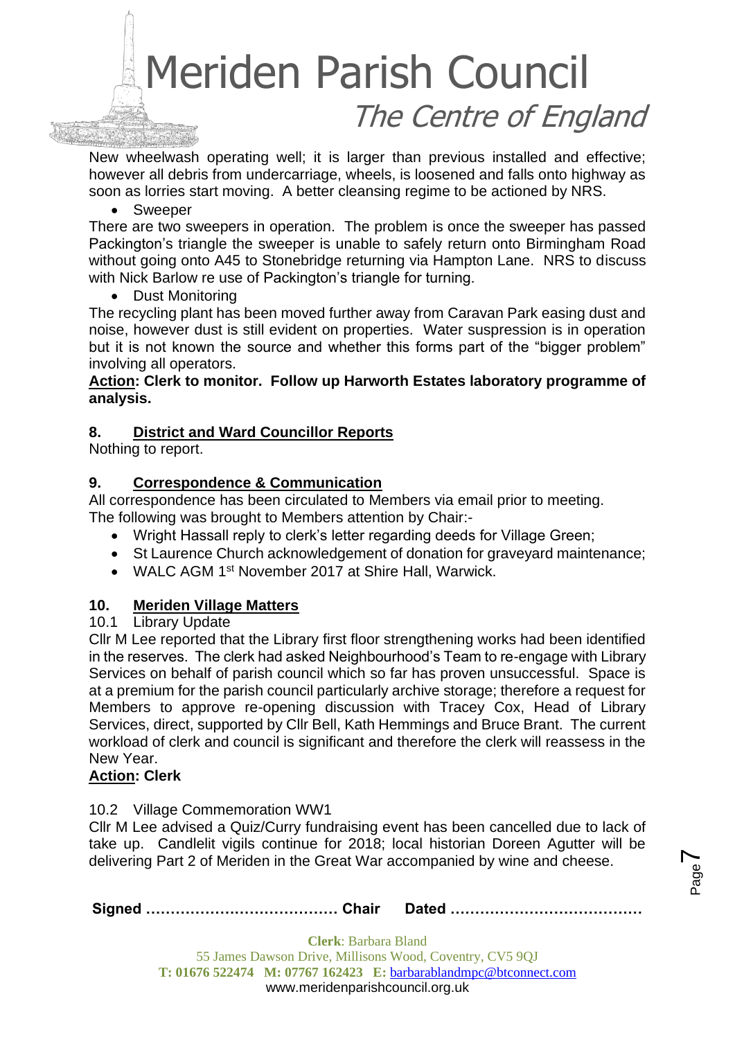New wheelwash operating well; it is larger than previous installed and effective; however all debris from undercarriage, wheels, is loosened and falls onto highway as soon as lorries start moving. A better cleansing regime to be actioned by NRS.

- Sweeper

There are two sweepers in operation. The problem is once the sweeper has passed Packington's triangle the sweeper is unable to safely return onto Birmingham Road without going onto A45 to Stonebridge returning via Hampton Lane. NRS to discuss with Nick Barlow re use of Packington's triangle for turning.

- Dust Monitoring

The recycling plant has been moved further away from Caravan Park easing dust and noise, however dust is still evident on properties. Water suspression is in operation but it is not known the source and whether this forms part of the "bigger problem" involving all operators.

**Action: Clerk to monitor. Follow up Harworth Estates laboratory programme of analysis.**

## 8. District and Ward Councillor Reports

Nothing to report.

## 9. Correspondence & Communication

All correspondence has been circulated to Members via email prior to meeting.
The following was brought to Members attention by Chair:-

- Wright Hassall reply to clerk's letter regarding deeds for Village Green;
- St Laurence Church acknowledgement of donation for graveyard maintenance;
- WALC AGM 1st November 2017 at Shire Hall, Warwick.

## 10. Meriden Village Matters

10.1 Library Update

Cllr M Lee reported that the Library first floor strengthening works had been identified in the reserves. The clerk had asked Neighbourhood's Team to re-engage with Library Services on behalf of parish council which so far has proven unsuccessful. Space is at a premium for the parish council particularly archive storage; therefore a request for Members to approve re-opening discussion with Tracey Cox, Head of Library Services, direct, supported by Cllr Bell, Kath Hemmings and Bruce Brant. The current workload of clerk and council is significant and therefore the clerk will reassess in the New Year.

**Action: Clerk**

10.2 Village Commemoration WW1

Cllr M Lee advised a Quiz/Curry fundraising event has been cancelled due to lack of take up. Candlelit vigils continue for 2018; local historian Doreen Agutter will be delivering Part 2 of Meriden in the Great War accompanied by wine and cheese.

**Signed ………………………………… Chair Dated …………………………………**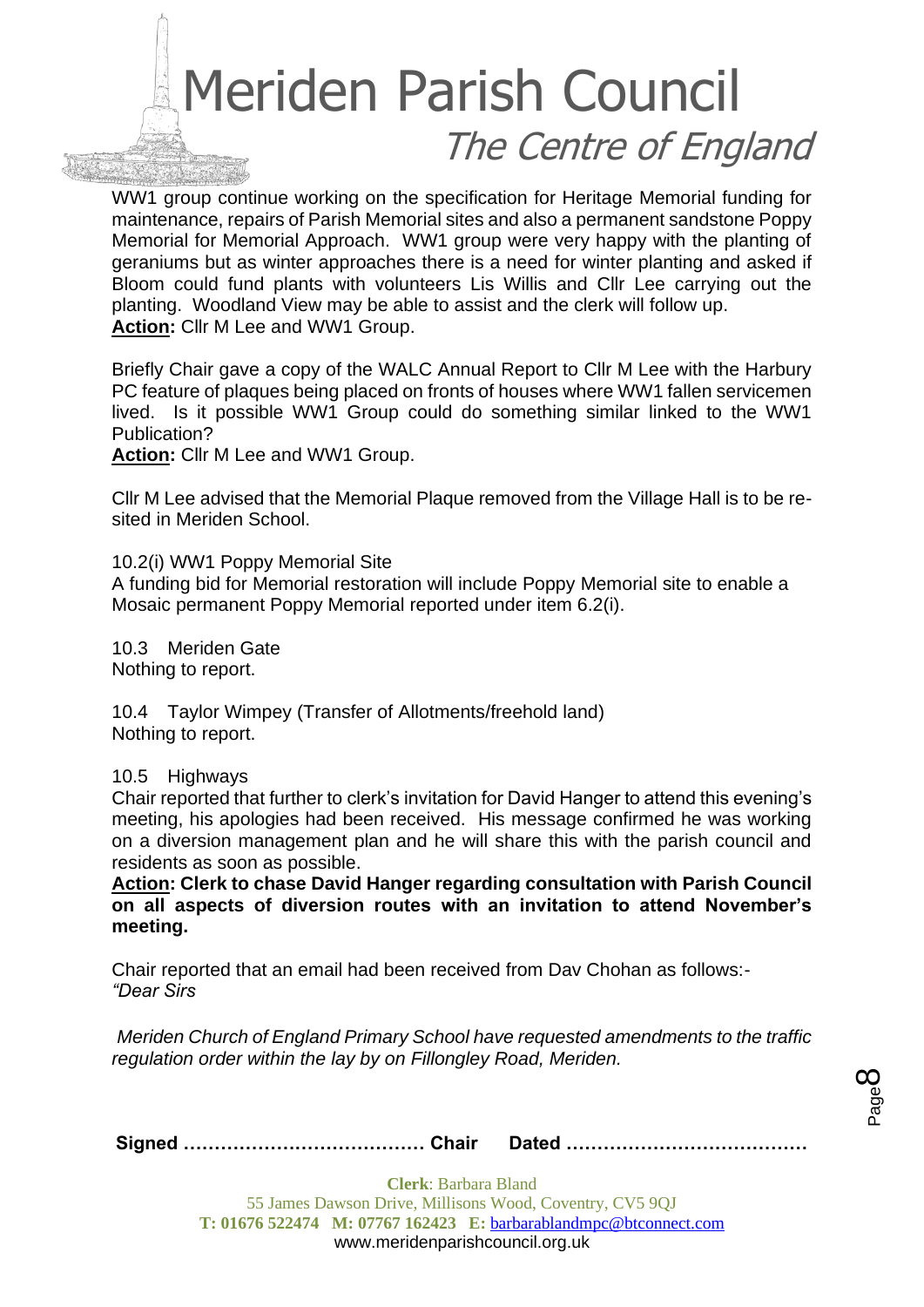WW1 group continue working on the specification for Heritage Memorial funding for maintenance, repairs of Parish Memorial sites and also a permanent sandstone Poppy Memorial for Memorial Approach. WW1 group were very happy with the planting of geraniums but as winter approaches there is a need for winter planting and asked if Bloom could fund plants with volunteers Lis Willis and Cllr Lee carrying out the planting. Woodland View may be able to assist and the clerk will follow up.
**Action:** Cllr M Lee and WW1 Group.

Briefly Chair gave a copy of the WALC Annual Report to Cllr M Lee with the Harbury PC feature of plaques being placed on fronts of houses where WW1 fallen servicemen lived. Is it possible WW1 Group could do something similar linked to the WW1 Publication?
**Action:** Cllr M Lee and WW1 Group.

Cllr M Lee advised that the Memorial Plaque removed from the Village Hall is to be re-sited in Meriden School.

10.2(i) WW1 Poppy Memorial Site
A funding bid for Memorial restoration will include Poppy Memorial site to enable a Mosaic permanent Poppy Memorial reported under item 6.2(i).

10.3 Meriden Gate
Nothing to report.

10.4 Taylor Wimpey (Transfer of Allotments/freehold land)
Nothing to report.

10.5 Highways
Chair reported that further to clerk's invitation for David Hanger to attend this evening's meeting, his apologies had been received. His message confirmed he was working on a diversion management plan and he will share this with the parish council and residents as soon as possible.
**Action: Clerk to chase David Hanger regarding consultation with Parish Council on all aspects of diversion routes with an invitation to attend November's meeting.**

Chair reported that an email had been received from Dav Chohan as follows:-
*"Dear Sirs*

*Meriden Church of England Primary School have requested amendments to the traffic regulation order within the lay by on Fillongley Road, Meriden.*

**Signed ………………………………… Chair Dated …………………………………**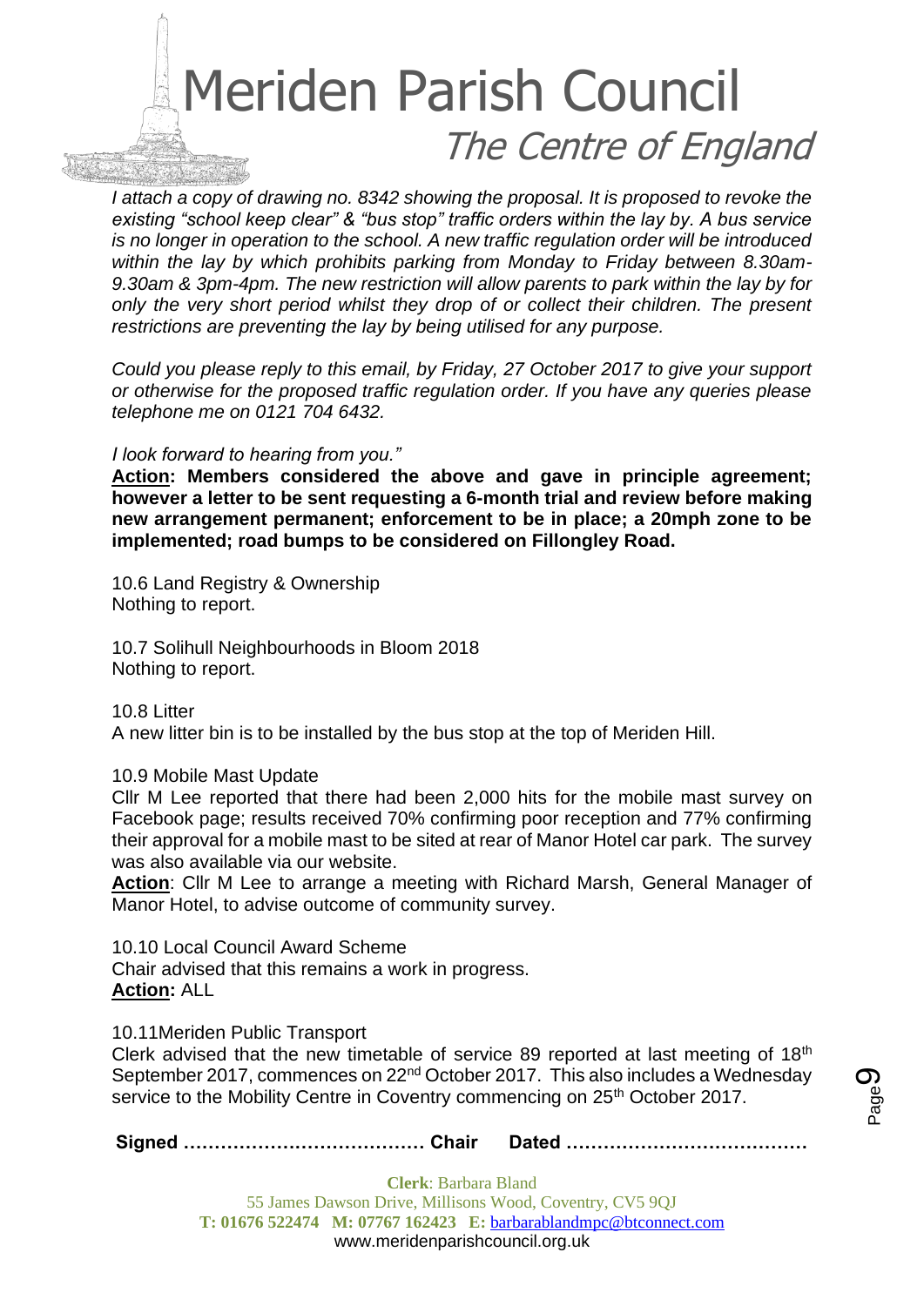*I attach a copy of drawing no. 8342 showing the proposal. It is proposed to revoke the existing "school keep clear" & "bus stop" traffic orders within the lay by. A bus service is no longer in operation to the school. A new traffic regulation order will be introduced within the lay by which prohibits parking from Monday to Friday between 8.30am-9.30am & 3pm-4pm. The new restriction will allow parents to park within the lay by for only the very short period whilst they drop of or collect their children. The present restrictions are preventing the lay by being utilised for any purpose.*

*Could you please reply to this email, by Friday, 27 October 2017 to give your support or otherwise for the proposed traffic regulation order. If you have any queries please telephone me on 0121 704 6432.*

*I look forward to hearing from you."*

**Action: Members considered the above and gave in principle agreement; however a letter to be sent requesting a 6-month trial and review before making new arrangement permanent; enforcement to be in place; a 20mph zone to be implemented; road bumps to be considered on Fillongley Road.**

10.6 Land Registry & Ownership
Nothing to report.

10.7 Solihull Neighbourhoods in Bloom 2018
Nothing to report.

10.8 Litter
A new litter bin is to be installed by the bus stop at the top of Meriden Hill.

10.9 Mobile Mast Update
Cllr M Lee reported that there had been 2,000 hits for the mobile mast survey on Facebook page; results received 70% confirming poor reception and 77% confirming their approval for a mobile mast to be sited at rear of Manor Hotel car park. The survey was also available via our website.
**Action**: Cllr M Lee to arrange a meeting with Richard Marsh, General Manager of Manor Hotel, to advise outcome of community survey.

10.10 Local Council Award Scheme
Chair advised that this remains a work in progress.
**Action:** ALL

10.11Meriden Public Transport
Clerk advised that the new timetable of service 89 reported at last meeting of 18th September 2017, commences on 22nd October 2017. This also includes a Wednesday service to the Mobility Centre in Coventry commencing on 25th October 2017.

**Signed ………………………………… Chair Dated …………………………………**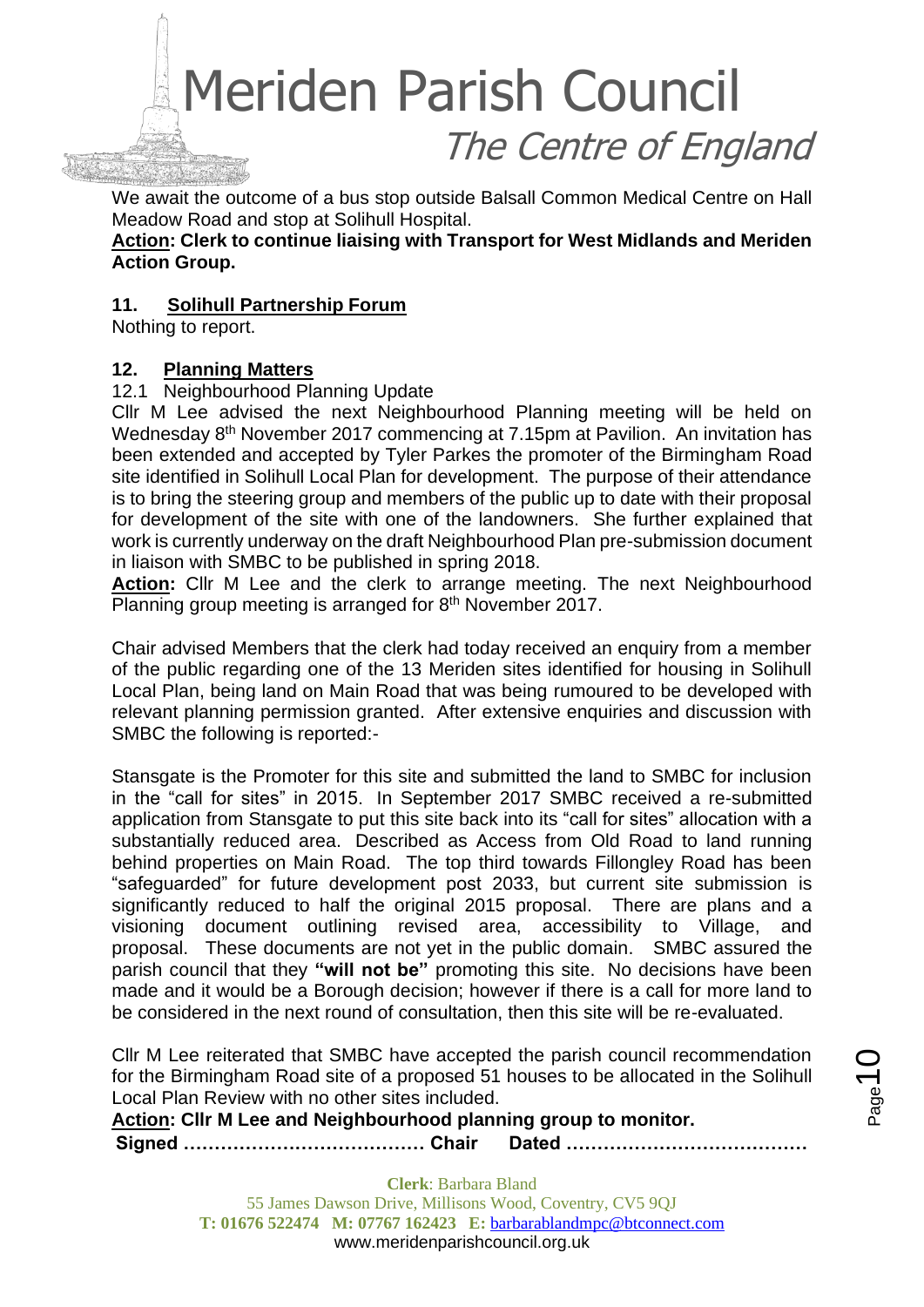We await the outcome of a bus stop outside Balsall Common Medical Centre on Hall Meadow Road and stop at Solihull Hospital.

**Action: Clerk to continue liaising with Transport for West Midlands and Meriden Action Group.**

## 11. Solihull Partnership Forum

Nothing to report.

## 12. Planning Matters

12.1 Neighbourhood Planning Update

Cllr M Lee advised the next Neighbourhood Planning meeting will be held on Wednesday 8th November 2017 commencing at 7.15pm at Pavilion. An invitation has been extended and accepted by Tyler Parkes the promoter of the Birmingham Road site identified in Solihull Local Plan for development. The purpose of their attendance is to bring the steering group and members of the public up to date with their proposal for development of the site with one of the landowners. She further explained that work is currently underway on the draft Neighbourhood Plan pre-submission document in liaison with SMBC to be published in spring 2018.

**Action:** Cllr M Lee and the clerk to arrange meeting. The next Neighbourhood Planning group meeting is arranged for 8th November 2017.

Chair advised Members that the clerk had today received an enquiry from a member of the public regarding one of the 13 Meriden sites identified for housing in Solihull Local Plan, being land on Main Road that was being rumoured to be developed with relevant planning permission granted. After extensive enquiries and discussion with SMBC the following is reported:-

Stansgate is the Promoter for this site and submitted the land to SMBC for inclusion in the "call for sites" in 2015. In September 2017 SMBC received a re-submitted application from Stansgate to put this site back into its "call for sites" allocation with a substantially reduced area. Described as Access from Old Road to land running behind properties on Main Road. The top third towards Fillongley Road has been "safeguarded" for future development post 2033, but current site submission is significantly reduced to half the original 2015 proposal. There are plans and a visioning document outlining revised area, accessibility to Village, and proposal. These documents are not yet in the public domain. SMBC assured the parish council that they **"will not be"** promoting this site. No decisions have been made and it would be a Borough decision; however if there is a call for more land to be considered in the next round of consultation, then this site will be re-evaluated.

Cllr M Lee reiterated that SMBC have accepted the parish council recommendation for the Birmingham Road site of a proposed 51 houses to be allocated in the Solihull Local Plan Review with no other sites included.

**Action: Cllr M Lee and Neighbourhood planning group to monitor.**

**Signed ………………………………… Chair Dated …………………………………**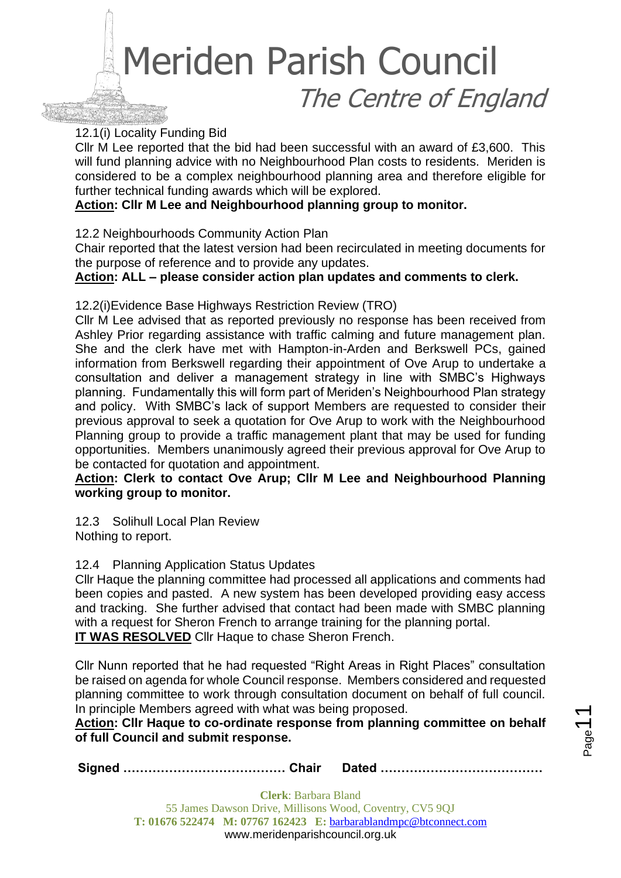12.1(i) Locality Funding Bid

Cllr M Lee reported that the bid had been successful with an award of £3,600. This will fund planning advice with no Neighbourhood Plan costs to residents. Meriden is considered to be a complex neighbourhood planning area and therefore eligible for further technical funding awards which will be explored.

**Action: Cllr M Lee and Neighbourhood planning group to monitor.**

12.2 Neighbourhoods Community Action Plan

Chair reported that the latest version had been recirculated in meeting documents for the purpose of reference and to provide any updates.

**Action: ALL – please consider action plan updates and comments to clerk.**

12.2(i)Evidence Base Highways Restriction Review (TRO)

Cllr M Lee advised that as reported previously no response has been received from Ashley Prior regarding assistance with traffic calming and future management plan. She and the clerk have met with Hampton-in-Arden and Berkswell PCs, gained information from Berkswell regarding their appointment of Ove Arup to undertake a consultation and deliver a management strategy in line with SMBC's Highways planning. Fundamentally this will form part of Meriden's Neighbourhood Plan strategy and policy. With SMBC's lack of support Members are requested to consider their previous approval to seek a quotation for Ove Arup to work with the Neighbourhood Planning group to provide a traffic management plant that may be used for funding opportunities. Members unanimously agreed their previous approval for Ove Arup to be contacted for quotation and appointment.

**Action: Clerk to contact Ove Arup; Cllr M Lee and Neighbourhood Planning working group to monitor.**

12.3 Solihull Local Plan Review

Nothing to report.

12.4 Planning Application Status Updates

Cllr Haque the planning committee had processed all applications and comments had been copies and pasted. A new system has been developed providing easy access and tracking. She further advised that contact had been made with SMBC planning with a request for Sheron French to arrange training for the planning portal.

**IT WAS RESOLVED** Cllr Haque to chase Sheron French.

Cllr Nunn reported that he had requested "Right Areas in Right Places" consultation be raised on agenda for whole Council response. Members considered and requested planning committee to work through consultation document on behalf of full council. In principle Members agreed with what was being proposed.

**Action: Cllr Haque to co-ordinate response from planning committee on behalf of full Council and submit response.**

**Signed ………………………………… Chair Dated …………………………………**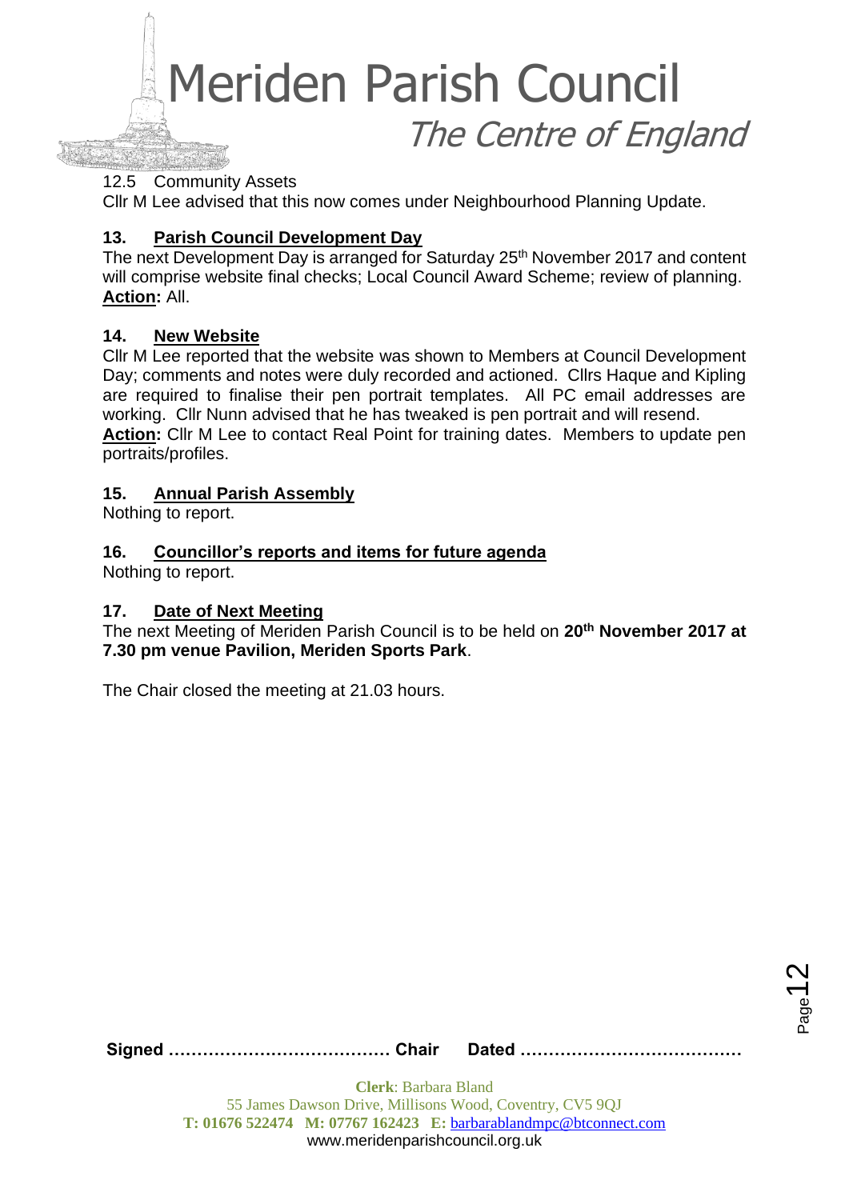12.5 Community Assets
Cllr M Lee advised that this now comes under Neighbourhood Planning Update.

## 13. Parish Council Development Day

The next Development Day is arranged for Saturday 25th November 2017 and content will comprise website final checks; Local Council Award Scheme; review of planning.
**Action:** All.

## 14. New Website

Cllr M Lee reported that the website was shown to Members at Council Development Day; comments and notes were duly recorded and actioned. Cllrs Haque and Kipling are required to finalise their pen portrait templates. All PC email addresses are working. Cllr Nunn advised that he has tweaked is pen portrait and will resend.
**Action:** Cllr M Lee to contact Real Point for training dates. Members to update pen portraits/profiles.

## 15. Annual Parish Assembly

Nothing to report.

## 16. Councillor's reports and items for future agenda

Nothing to report.

## 17. Date of Next Meeting

The next Meeting of Meriden Parish Council is to be held on **20th November 2017 at 7.30 pm venue Pavilion, Meriden Sports Park**.

The Chair closed the meeting at 21.03 hours.

**Signed ………………………………… Chair Dated …………………………………**